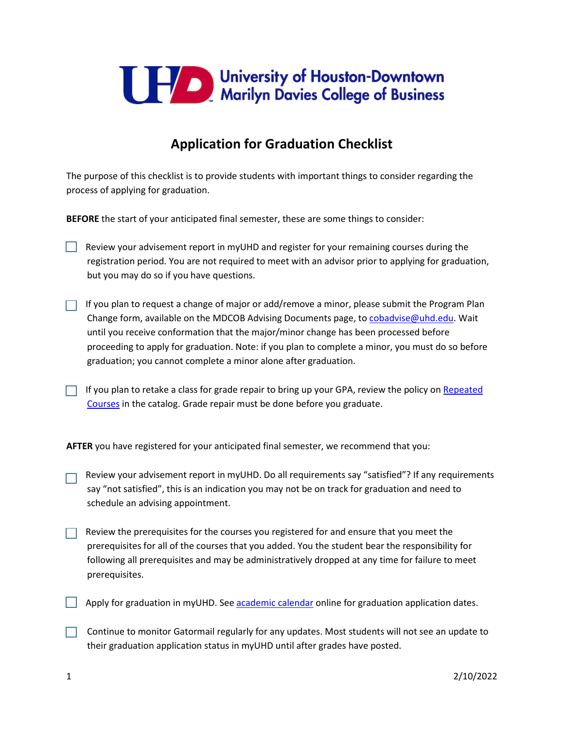University of Houston-Downtown
Marilyn Davies College of Business

# Application for Graduation Checklist

The purpose of this checklist is to provide students with important things to consider regarding the process of applying for graduation.

**BEFORE** the start of your anticipated final semester, these are some things to consider:

- [ ] Review your advisement report in myUHD and register for your remaining courses during the registration period. You are not required to meet with an advisor prior to applying for graduation, but you may do so if you have questions.

- [ ] If you plan to request a change of major or add/remove a minor, please submit the Program Plan Change form, available on the MDCOB Advising Documents page, to cobadvise@uhd.edu. Wait until you receive conformation that the major/minor change has been processed before proceeding to apply for graduation. Note: if you plan to complete a minor, you must do so before graduation; you cannot complete a minor alone after graduation.

- [ ] If you plan to retake a class for grade repair to bring up your GPA, review the policy on Repeated Courses in the catalog. Grade repair must be done before you graduate.

**AFTER** you have registered for your anticipated final semester, we recommend that you:

- [ ] Review your advisement report in myUHD. Do all requirements say "satisfied"? If any requirements say "not satisfied", this is an indication you may not be on track for graduation and need to schedule an advising appointment.

- [ ] Review the prerequisites for the courses you registered for and ensure that you meet the prerequisites for all of the courses that you added. You the student bear the responsibility for following all prerequisites and may be administratively dropped at any time for failure to meet prerequisites.

- [ ] Apply for graduation in myUHD. See academic calendar online for graduation application dates.

- [ ] Continue to monitor Gatormail regularly for any updates. Most students will not see an update to their graduation application status in myUHD until after grades have posted.

2/10/2022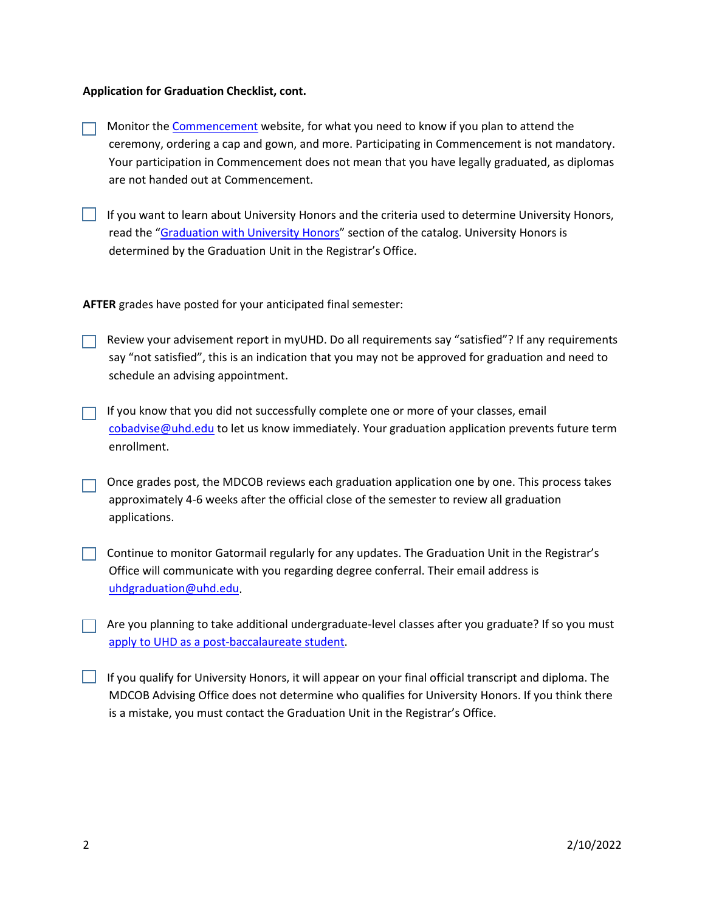**Application for Graduation Checklist, cont.**

- [ ] Monitor the Commencement website, for what you need to know if you plan to attend the ceremony, ordering a cap and gown, and more. Participating in Commencement is not mandatory. Your participation in Commencement does not mean that you have legally graduated, as diplomas are not handed out at Commencement.

- [ ] If you want to learn about University Honors and the criteria used to determine University Honors, read the "Graduation with University Honors" section of the catalog. University Honors is determined by the Graduation Unit in the Registrar's Office.

**AFTER** grades have posted for your anticipated final semester:

- [ ] Review your advisement report in myUHD. Do all requirements say "satisfied"? If any requirements say "not satisfied", this is an indication that you may not be approved for graduation and need to schedule an advising appointment.

- [ ] If you know that you did not successfully complete one or more of your classes, email cobadvise@uhd.edu to let us know immediately. Your graduation application prevents future term enrollment.

- [ ] Once grades post, the MDCOB reviews each graduation application one by one. This process takes approximately 4-6 weeks after the official close of the semester to review all graduation applications.

- [ ] Continue to monitor Gatormail regularly for any updates. The Graduation Unit in the Registrar's Office will communicate with you regarding degree conferral. Their email address is uhdgraduation@uhd.edu.

- [ ] Are you planning to take additional undergraduate-level classes after you graduate? If so you must apply to UHD as a post-baccalaureate student.

- [ ] If you qualify for University Honors, it will appear on your final official transcript and diploma. The MDCOB Advising Office does not determine who qualifies for University Honors. If you think there is a mistake, you must contact the Graduation Unit in the Registrar's Office.

2/10/2022